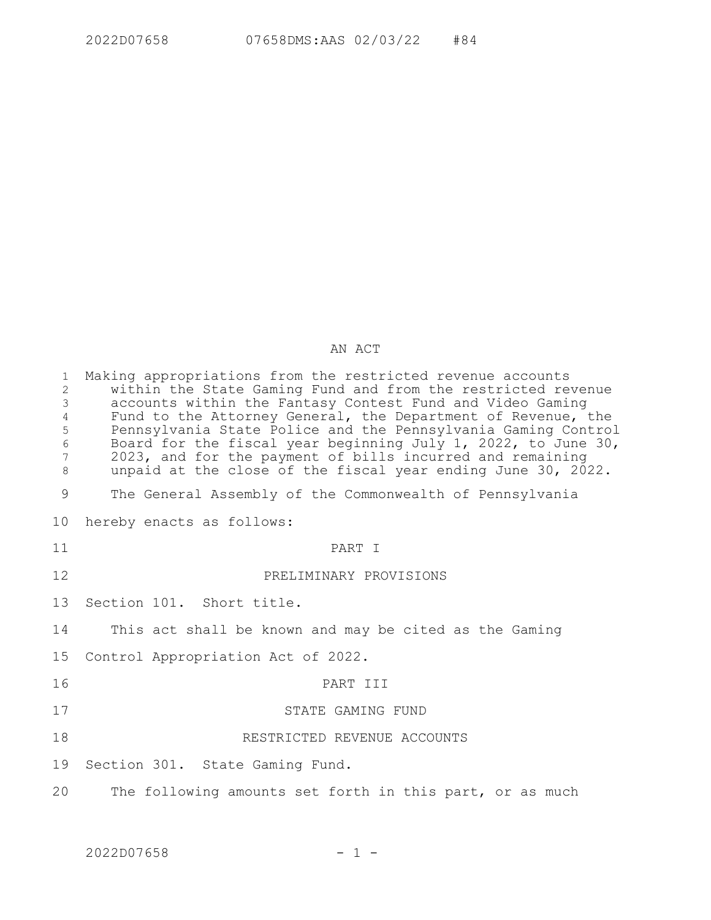AN ACT

Making appropriations from the restricted revenue accounts within the State Gaming Fund and from the restricted revenue accounts within the Fantasy Contest Fund and Video Gaming Fund to the Attorney General, the Department of Revenue, the Pennsylvania State Police and the Pennsylvania Gaming Control Board for the fiscal year beginning July 1, 2022, to June 30, 2023, and for the payment of bills incurred and remaining unpaid at the close of the fiscal year ending June 30, 2022.

The General Assembly of the Commonwealth of Pennsylvania hereby enacts as follows:

## PART I

## PRELIMINARY PROVISIONS

Section 101. Short title.

This act shall be known and may be cited as the Gaming Control Appropriation Act of 2022.

## PART III

## STATE GAMING FUND

## RESTRICTED REVENUE ACCOUNTS

Section 301. State Gaming Fund.

The following amounts set forth in this part, or as much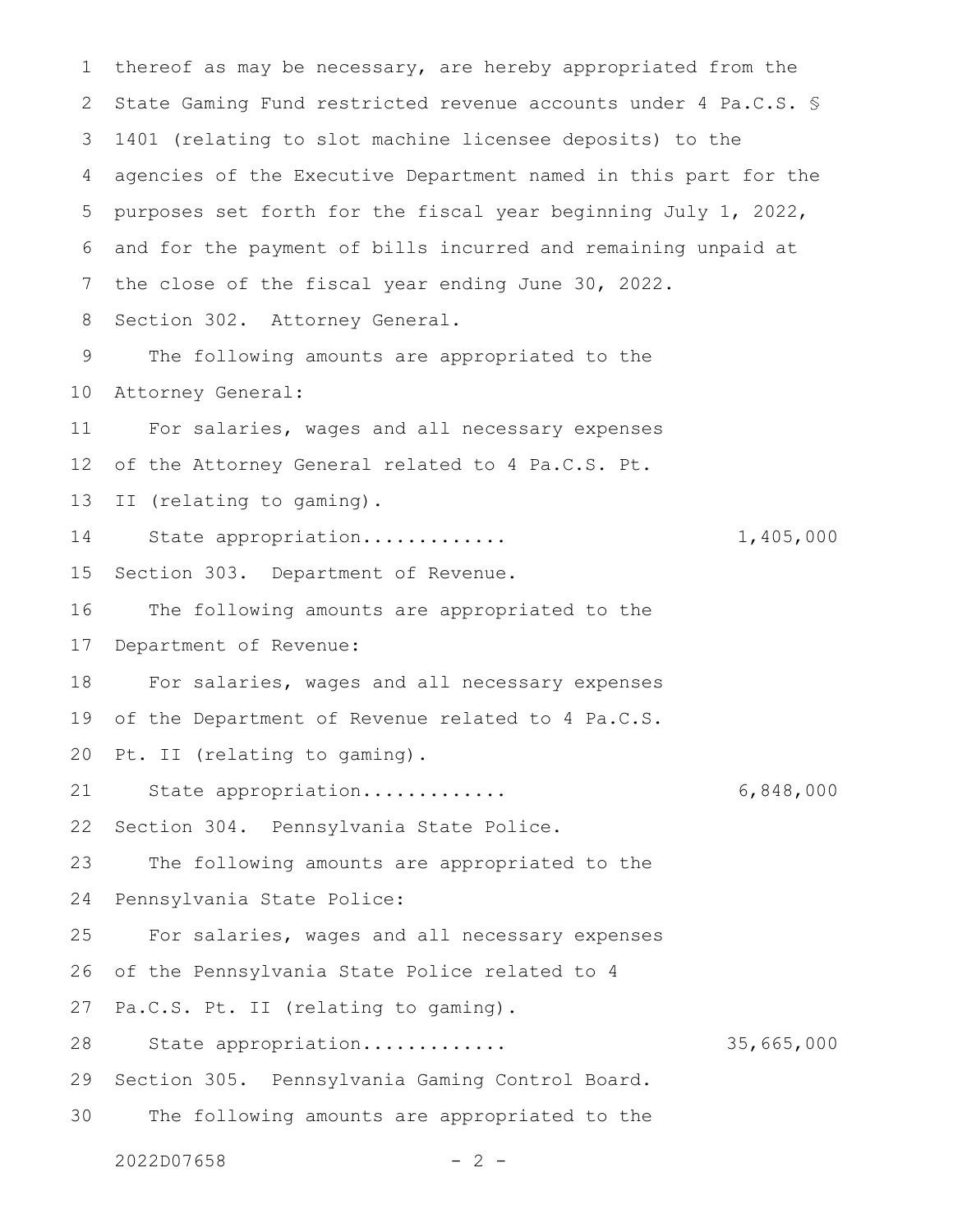thereof as may be necessary, are hereby appropriated from the State Gaming Fund restricted revenue accounts under 4 Pa.C.S. § 1401 (relating to slot machine licensee deposits) to the agencies of the Executive Department named in this part for the purposes set forth for the fiscal year beginning July 1, 2022, and for the payment of bills incurred and remaining unpaid at the close of the fiscal year ending June 30, 2022.

Section 302. Attorney General.

The following amounts are appropriated to the Attorney General:

For salaries, wages and all necessary expenses of the Attorney General related to 4 Pa.C.S. Pt. II (relating to gaming).

State appropriation............ 1,405,000

Section 303. Department of Revenue.

The following amounts are appropriated to the Department of Revenue:

For salaries, wages and all necessary expenses of the Department of Revenue related to 4 Pa.C.S. Pt. II (relating to gaming).

State appropriation............ 6,848,000

Section 304. Pennsylvania State Police.

The following amounts are appropriated to the Pennsylvania State Police:

For salaries, wages and all necessary expenses of the Pennsylvania State Police related to 4 Pa.C.S. Pt. II (relating to gaming).

State appropriation............ 35,665,000

Section 305. Pennsylvania Gaming Control Board.

The following amounts are appropriated to the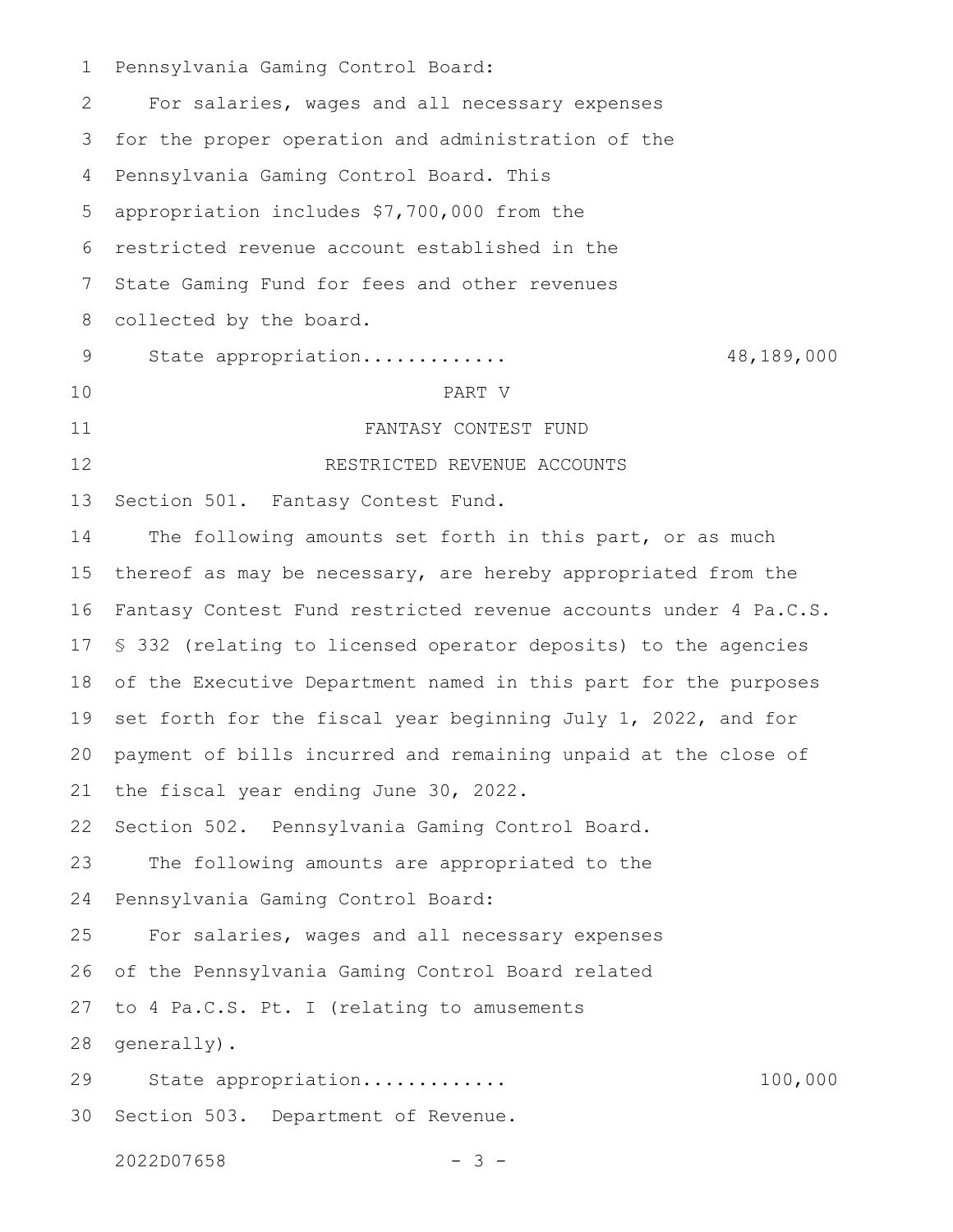Pennsylvania Gaming Control Board:

For salaries, wages and all necessary expenses for the proper operation and administration of the Pennsylvania Gaming Control Board. This appropriation includes $7,700,000 from the restricted revenue account established in the State Gaming Fund for fees and other revenues collected by the board.

State appropriation............ 48,189,000

PART V

FANTASY CONTEST FUND

RESTRICTED REVENUE ACCOUNTS

Section 501. Fantasy Contest Fund.

The following amounts set forth in this part, or as much thereof as may be necessary, are hereby appropriated from the Fantasy Contest Fund restricted revenue accounts under 4 Pa.C.S. § 332 (relating to licensed operator deposits) to the agencies of the Executive Department named in this part for the purposes set forth for the fiscal year beginning July 1, 2022, and for payment of bills incurred and remaining unpaid at the close of the fiscal year ending June 30, 2022.

Section 502. Pennsylvania Gaming Control Board.

The following amounts are appropriated to the Pennsylvania Gaming Control Board:

For salaries, wages and all necessary expenses of the Pennsylvania Gaming Control Board related to 4 Pa.C.S. Pt. I (relating to amusements generally).

State appropriation............ 100,000

Section 503. Department of Revenue.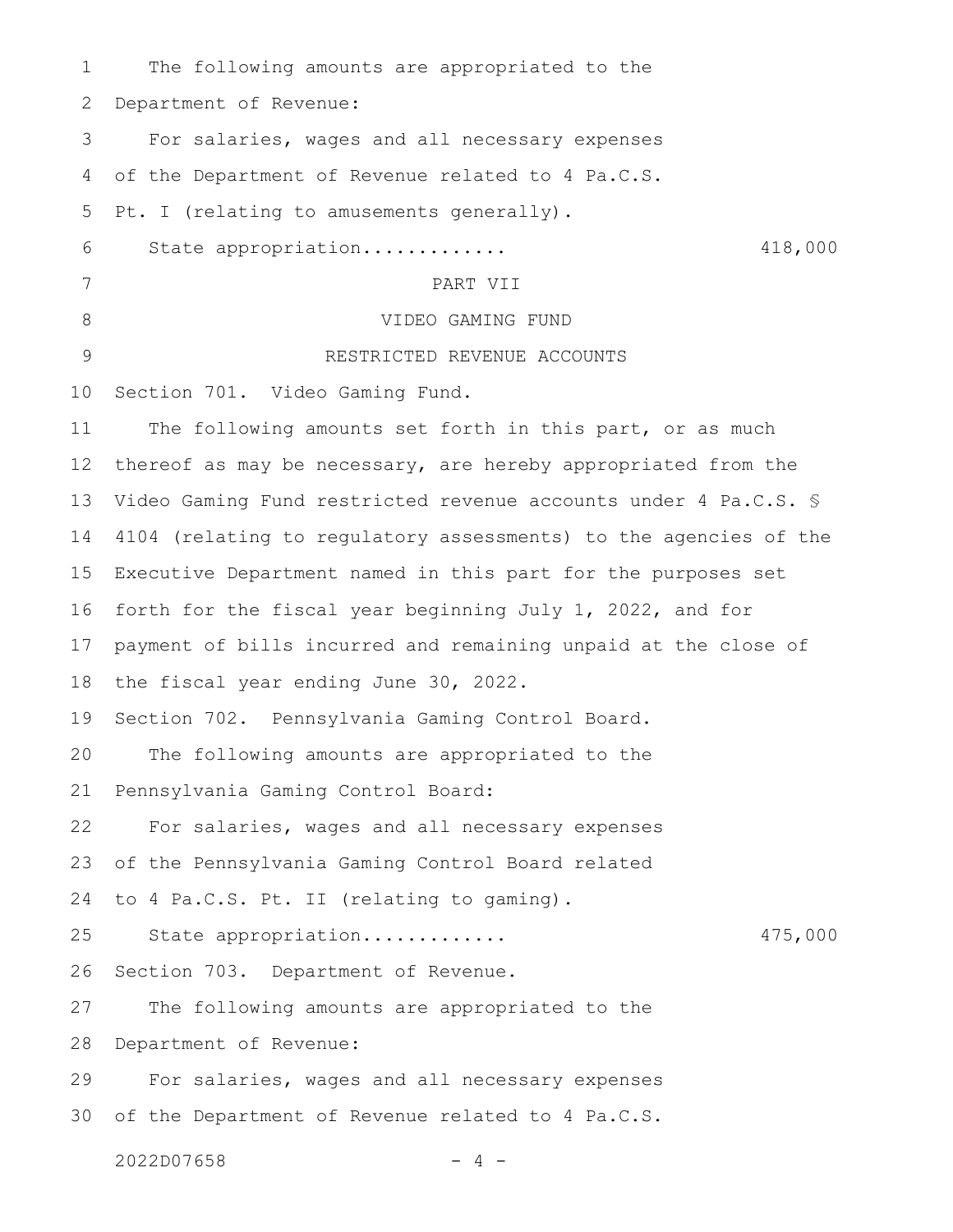The following amounts are appropriated to the Department of Revenue:

For salaries, wages and all necessary expenses of the Department of Revenue related to 4 Pa.C.S. Pt. I (relating to amusements generally).

State appropriation............ 418,000

PART VII

VIDEO GAMING FUND

RESTRICTED REVENUE ACCOUNTS

Section 701. Video Gaming Fund.

The following amounts set forth in this part, or as much thereof as may be necessary, are hereby appropriated from the Video Gaming Fund restricted revenue accounts under 4 Pa.C.S. § 4104 (relating to regulatory assessments) to the agencies of the Executive Department named in this part for the purposes set forth for the fiscal year beginning July 1, 2022, and for payment of bills incurred and remaining unpaid at the close of the fiscal year ending June 30, 2022.

Section 702. Pennsylvania Gaming Control Board.

The following amounts are appropriated to the Pennsylvania Gaming Control Board:

For salaries, wages and all necessary expenses of the Pennsylvania Gaming Control Board related to 4 Pa.C.S. Pt. II (relating to gaming).

State appropriation............ 475,000

Section 703. Department of Revenue.

The following amounts are appropriated to the Department of Revenue:

For salaries, wages and all necessary expenses of the Department of Revenue related to 4 Pa.C.S.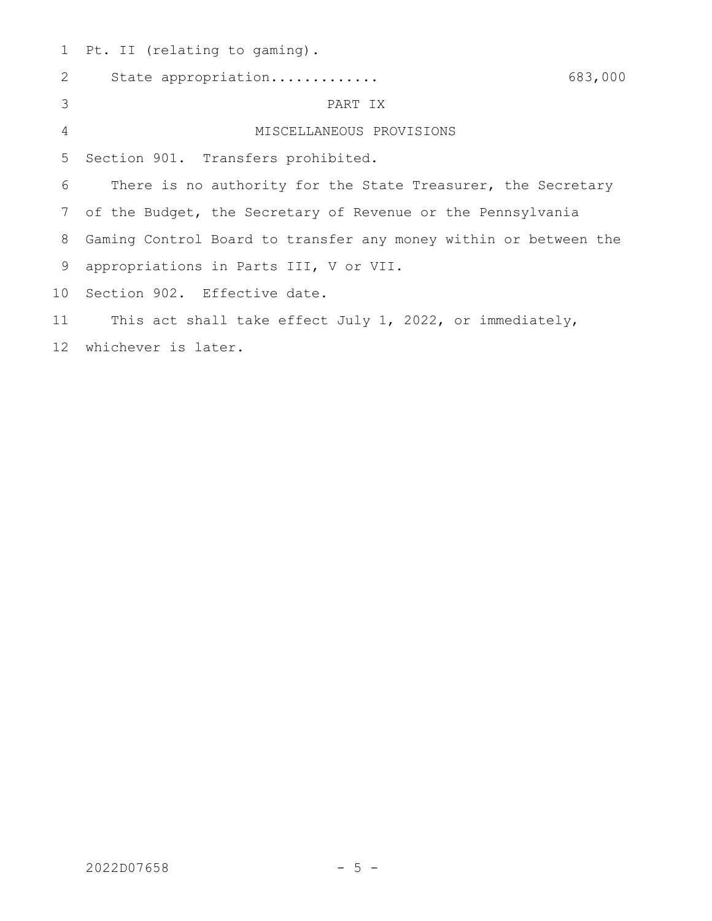Pt. II (relating to gaming).

State appropriation............ 683,000

PART IX

MISCELLANEOUS PROVISIONS

Section 901. Transfers prohibited.

There is no authority for the State Treasurer, the Secretary of the Budget, the Secretary of Revenue or the Pennsylvania Gaming Control Board to transfer any money within or between the appropriations in Parts III, V or VII.

Section 902. Effective date.

This act shall take effect July 1, 2022, or immediately, whichever is later.